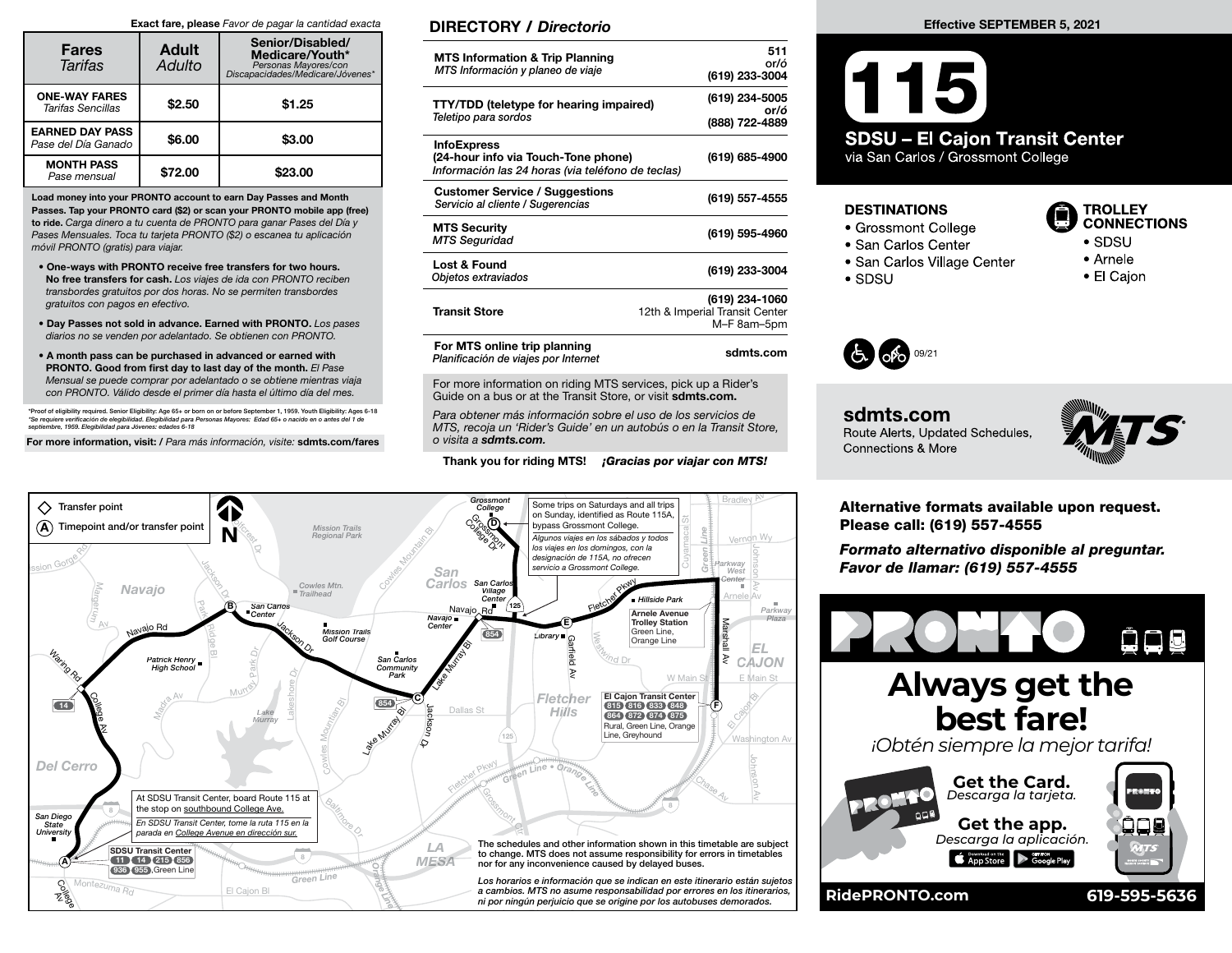**Exact fare, please** *Favor de pagar la cantidad exacta*

| Fares *Tarifas* | Adult *Adulto* | Senior/Disabled/ Medicare/Youth* *Personas Mayores/con Discapacidades/Medicare/Jóvenes** |
|---|---|---|
| **ONE-WAY FARES** *Tarifas Sencillas* | $2.50 | $1.25 |
| **EARNED DAY PASS** *Pase del Día Ganado* | $6.00 | $3.00 |
| **MONTH PASS** *Pase mensual* | $72.00 | $23.00 |

**Load money into your PRONTO account to earn Day Passes and Month Passes. Tap your PRONTO card ($2) or scan your PRONTO mobile app (free) to ride.** *Carga dinero a tu cuenta de PRONTO para ganar Pases del Día y Pases Mensuales. Toca tu tarjeta PRONTO ($2) o escanea tu aplicación móvil PRONTO (gratis) para viajar.*

- **One-ways with PRONTO receive free transfers for two hours. No free transfers for cash.** *Los viajes de ida con PRONTO reciben transbordes gratuitos por dos horas. No se permiten transbordes gratuitos con pagos en efectivo.*
- **Day Passes not sold in advance. Earned with PRONTO.** *Los pases diarios no se venden por adelantado. Se obtienen con PRONTO.*
- **A month pass can be purchased in advance or earned with PRONTO. Good from first day to last day of the month.** *El Pase Mensual se puede comprar por adelantado o se obtiene mientras viaja con PRONTO. Válido desde el primer día hasta el último día del mes.*

*Proof of eligibility required. Senior Eligibility: Age 65+ or born on or before September 1, 1959. Youth Eligibility: Ages 6-18
*Se requiere verificación de elegibilidad. Elegibilidad para Personas Mayores: Edad 65+ o nacido en o antes del 1 de septiembre, 1959. Elegibilidad para Jóvenes: edades 6-18

**For more information, visit: /** *Para más información, visite:* **sdmts.com/fares**

## DIRECTORY / *Directorio*

| | |
|---|---|
| **MTS Information & Trip Planning** *MTS Información y planeo de viaje* | 511 or/ó (619) 233-3004 |
| **TTY/TDD (teletype for hearing impaired)** *Teletipo para sordos* | (619) 234-5005 or/ó (888) 722-4889 |
| **InfoExpress (24-hour info via Touch-Tone phone)** *Información las 24 horas (via teléfono de teclas)* | (619) 685-4900 |
| **Customer Service / Suggestions** *Servicio al cliente / Sugerencias* | (619) 557-4555 |
| **MTS Security** *MTS Seguridad* | (619) 595-4960 |
| **Lost & Found** *Objetos extraviados* | (619) 233-3004 |
| **Transit Store** | (619) 234-1060 12th & Imperial Transit Center M–F 8am–5pm |
| **For MTS online trip planning** *Planificación de viajes por Internet* | sdmts.com |

For more information on riding MTS services, pick up a Rider's Guide on a bus or at the Transit Store, or visit **sdmts.com.**

*Para obtener más información sobre el uso de los servicios de MTS, recoja un 'Rider's Guide' en un autobús o en la Transit Store, o visita a* ***sdmts.com.***

**Thank you for riding MTS!** ***¡Gracias por viajar con MTS!***

**Effective SEPTEMBER 5, 2021**

# 115

## SDSU – El Cajon Transit Center

via San Carlos / Grossmont College

### DESTINATIONS

- Grossmont College
- San Carlos Center
- San Carlos Village Center
- SDSU

### TROLLEY CONNECTIONS

- SDSU
- Arnele
- El Cajon

09/21

**sdmts.com**
Route Alerts, Updated Schedules, Connections & More

**Alternative formats available upon request. Please call: (619) 557-4555**

***Formato alternativo disponible al preguntar. Favor de llamar: (619) 557-4555***

Transfer point
(A) Timepoint and/or transfer point

Some trips on Saturdays and all trips on Sunday, identified as Route 115A, bypass Grossmont College.
*Algunos viajes en los sábados y todos los viajes en los domingos, con la designación de 115A, no ofrecen servicio a Grossmont College.*

(A) SDSU Transit Center: 11, 14, 215, 856, 936, 955, Green Line
(B) San Carlos Center
(C) Lake Murray Bl / Jackson Dr: 854
(D) Grossmont College
(E) Garfield Av: 854
(F) El Cajon Transit Center: 815, 816, 833, 848, 864, 872, 874, 875, Rural, Green Line, Orange Line, Greyhound

Arnele Avenue Trolley Station: Green Line, Orange Line

At SDSU Transit Center, board Route 115 at the stop on southbound College Ave.
*En SDSU Transit Center, tome la ruta 115 en la parada en College Avenue en dirección sur.*

The schedules and other information shown in this timetable are subject to change. MTS does not assume responsibility for errors in timetables nor for any inconvenience caused by delayed buses.

*Los horarios e información que se indican en este itinerario están sujetos a cambios. MTS no asume responsabilidad por errores en los itinerarios, ni por ningún perjuicio que se origine por los autobuses demorados.*

# PRONTO

## Always get the best fare!

*¡Obtén siempre la mejor tarifa!*

**Get the Card.** *Descarga la tarjeta.*

**Get the app.** *Descarga la aplicación.*

**RidePRONTO.com** **619-595-5636**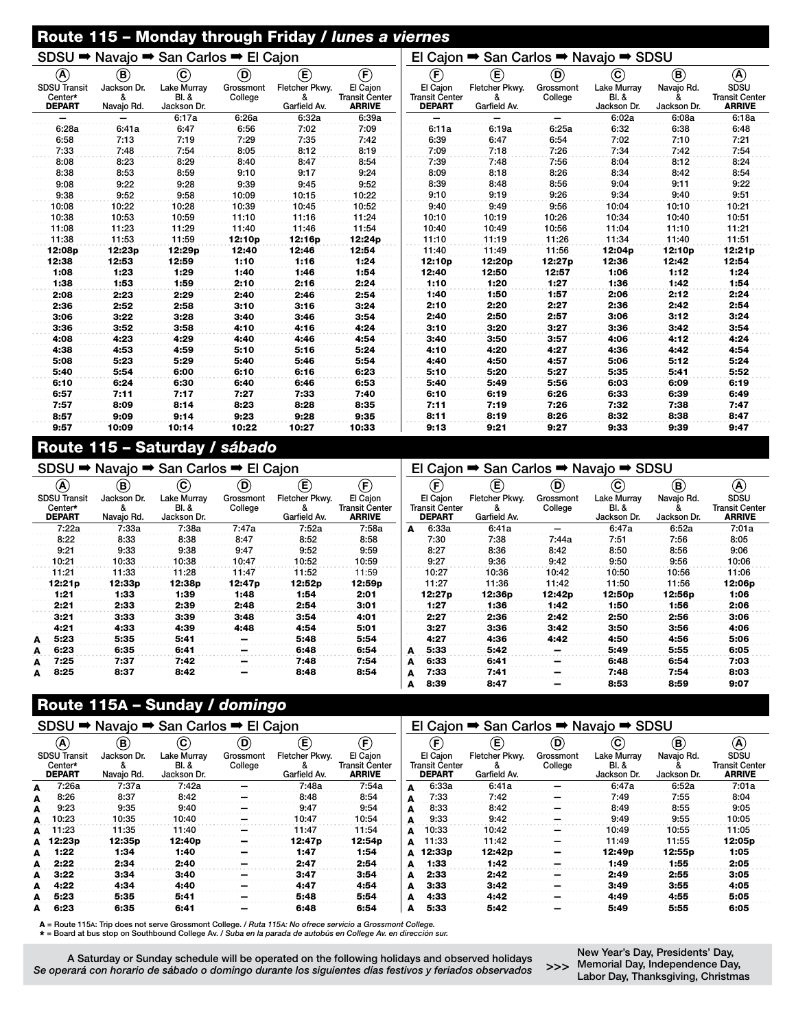## Route 115 – Monday through Friday / *lunes a viernes*

### SDSU ➡ Navajo ➡ San Carlos ➡ El Cajon

| (A) SDSU Transit Center* DEPART | (B) Jackson Dr. & Navajo Rd. | (C) Lake Murray Bl. & Jackson Dr. | (D) Grossmont College | (E) Fletcher Pkwy. & Garfield Av. | (F) El Cajon Transit Center ARRIVE |
|---|---|---|---|---|---|
| – | – | 6:17a | 6:26a | 6:32a | 6:39a |
| 6:28a | 6:41a | 6:47 | 6:56 | 7:02 | 7:09 |
| 6:58 | 7:13 | 7:19 | 7:29 | 7:35 | 7:42 |
| 7:33 | 7:48 | 7:54 | 8:05 | 8:12 | 8:19 |
| 8:08 | 8:23 | 8:29 | 8:40 | 8:47 | 8:54 |
| 8:38 | 8:53 | 8:59 | 9:10 | 9:17 | 9:24 |
| 9:08 | 9:22 | 9:28 | 9:39 | 9:45 | 9:52 |
| 9:38 | 9:52 | 9:58 | 10:09 | 10:15 | 10:22 |
| 10:08 | 10:22 | 10:28 | 10:39 | 10:45 | 10:52 |
| 10:38 | 10:53 | 10:59 | 11:10 | 11:16 | 11:24 |
| 11:08 | 11:23 | 11:29 | 11:40 | 11:46 | 11:54 |
| 11:38 | 11:53 | 11:59 | **12:10p** | **12:16p** | **12:24p** |
| **12:08p** | **12:23p** | **12:29p** | **12:40** | **12:46** | **12:54** |
| **12:38** | **12:53** | **12:59** | **1:10** | **1:16** | **1:24** |
| **1:08** | **1:23** | **1:29** | **1:40** | **1:46** | **1:54** |
| **1:38** | **1:53** | **1:59** | **2:10** | **2:16** | **2:24** |
| **2:08** | **2:23** | **2:29** | **2:40** | **2:46** | **2:54** |
| **2:36** | **2:52** | **2:58** | **3:10** | **3:16** | **3:24** |
| **3:06** | **3:22** | **3:28** | **3:40** | **3:46** | **3:54** |
| **3:36** | **3:52** | **3:58** | **4:10** | **4:16** | **4:24** |
| **4:08** | **4:23** | **4:29** | **4:40** | **4:46** | **4:54** |
| **4:38** | **4:53** | **4:59** | **5:10** | **5:16** | **5:24** |
| **5:08** | **5:23** | **5:29** | **5:40** | **5:46** | **5:54** |
| **5:40** | **5:54** | **6:00** | **6:10** | **6:16** | **6:23** |
| **6:10** | **6:24** | **6:30** | **6:40** | **6:46** | **6:53** |
| **6:57** | **7:11** | **7:17** | **7:27** | **7:33** | **7:40** |
| **7:57** | **8:09** | **8:14** | **8:23** | **8:28** | **8:35** |
| **8:57** | **9:09** | **9:14** | **9:23** | **9:28** | **9:35** |
| **9:57** | **10:09** | **10:14** | **10:22** | **10:27** | **10:33** |

### El Cajon ➡ San Carlos ➡ Navajo ➡ SDSU

| (F) El Cajon Transit Center DEPART | (E) Fletcher Pkwy. & Garfield Av. | (D) Grossmont College | (C) Lake Murray Bl. & Jackson Dr. | (B) Navajo Rd. & Jackson Dr. | (A) SDSU Transit Center ARRIVE |
|---|---|---|---|---|---|
| – | – | – | 6:02a | 6:08a | 6:18a |
| 6:11a | 6:19a | 6:25a | 6:32 | 6:38 | 6:48 |
| 6:39 | 6:47 | 6:54 | 7:02 | 7:10 | 7:21 |
| 7:09 | 7:18 | 7:26 | 7:34 | 7:42 | 7:54 |
| 7:39 | 7:48 | 7:56 | 8:04 | 8:12 | 8:24 |
| 8:09 | 8:18 | 8:26 | 8:34 | 8:42 | 8:54 |
| 8:39 | 8:48 | 8:56 | 9:04 | 9:11 | 9:22 |
| 9:10 | 9:19 | 9:26 | 9:34 | 9:40 | 9:51 |
| 9:40 | 9:49 | 9:56 | 10:04 | 10:10 | 10:21 |
| 10:10 | 10:19 | 10:26 | 10:34 | 10:40 | 10:51 |
| 10:40 | 10:49 | 10:56 | 11:04 | 11:10 | 11:21 |
| 11:10 | 11:19 | 11:26 | 11:34 | 11:40 | 11:51 |
| 11:40 | 11:49 | 11:56 | **12:04p** | **12:10p** | **12:21p** |
| **12:10p** | **12:20p** | **12:27p** | **12:36** | **12:42** | **12:54** |
| **12:40** | **12:50** | **12:57** | **1:06** | **1:12** | **1:24** |
| **1:10** | **1:20** | **1:27** | **1:36** | **1:42** | **1:54** |
| **1:40** | **1:50** | **1:57** | **2:06** | **2:12** | **2:24** |
| **2:10** | **2:20** | **2:27** | **2:36** | **2:42** | **2:54** |
| **2:40** | **2:50** | **2:57** | **3:06** | **3:12** | **3:24** |
| **3:10** | **3:20** | **3:27** | **3:36** | **3:42** | **3:54** |
| **3:40** | **3:50** | **3:57** | **4:06** | **4:12** | **4:24** |
| **4:10** | **4:20** | **4:27** | **4:36** | **4:42** | **4:54** |
| **4:40** | **4:50** | **4:57** | **5:06** | **5:12** | **5:24** |
| **5:10** | **5:20** | **5:27** | **5:35** | **5:41** | **5:52** |
| **5:40** | **5:49** | **5:56** | **6:03** | **6:09** | **6:19** |
| **6:10** | **6:19** | **6:26** | **6:33** | **6:39** | **6:49** |
| **7:11** | **7:19** | **7:26** | **7:32** | **7:38** | **7:47** |
| **8:11** | **8:19** | **8:26** | **8:32** | **8:38** | **8:47** |
| **9:13** | **9:21** | **9:27** | **9:33** | **9:39** | **9:47** |

## Route 115 – Saturday / *sábado*

### SDSU ➡ Navajo ➡ San Carlos ➡ El Cajon

| | (A) SDSU Transit Center* DEPART | (B) Jackson Dr. & Navajo Rd. | (C) Lake Murray Bl. & Jackson Dr. | (D) Grossmont College | (E) Fletcher Pkwy. & Garfield Av. | (F) El Cajon Transit Center ARRIVE |
|---|---|---|---|---|---|---|
| | 7:22a | 7:33a | 7:38a | 7:47a | 7:52a | 7:58a |
| | 8:22 | 8:33 | 8:38 | 8:47 | 8:52 | 8:58 |
| | 9:21 | 9:33 | 9:38 | 9:47 | 9:52 | 9:59 |
| | 10:21 | 10:33 | 10:38 | 10:47 | 10:52 | 10:59 |
| | 11:21 | 11:33 | 11:28 | 11:47 | 11:52 | 11:59 |
| | **12:21p** | **12:33p** | **12:38p** | **12:47p** | **12:52p** | **12:59p** |
| | **1:21** | **1:33** | **1:39** | **1:48** | **1:54** | **2:01** |
| | **2:21** | **2:33** | **2:39** | **2:48** | **2:54** | **3:01** |
| | **3:21** | **3:33** | **3:39** | **3:48** | **3:54** | **4:01** |
| | **4:21** | **4:33** | **4:39** | **4:48** | **4:54** | **5:01** |
| A | **5:23** | **5:35** | **5:41** | – | **5:48** | **5:54** |
| A | **6:23** | **6:35** | **6:41** | – | **6:48** | **6:54** |
| A | **7:25** | **7:37** | **7:42** | – | **7:48** | **7:54** |
| A | **8:25** | **8:37** | **8:42** | – | **8:48** | **8:54** |

### El Cajon ➡ San Carlos ➡ Navajo ➡ SDSU

| | (F) El Cajon Transit Center DEPART | (E) Fletcher Pkwy. & Garfield Av. | (D) Grossmont College | (C) Lake Murray Bl. & Jackson Dr. | (B) Navajo Rd. & Jackson Dr. | (A) SDSU Transit Center ARRIVE |
|---|---|---|---|---|---|---|
| A | 6:33a | 6:41a | – | 6:47a | 6:52a | 7:01a |
| | 7:30 | 7:38 | 7:44a | 7:51 | 7:56 | 8:05 |
| | 8:27 | 8:36 | 8:42 | 8:50 | 8:56 | 9:06 |
| | 9:27 | 9:36 | 9:42 | 9:50 | 9:56 | 10:06 |
| | 10:27 | 10:36 | 10:42 | 10:50 | 10:56 | 11:06 |
| | 11:27 | 11:36 | 11:42 | 11:50 | 11:56 | **12:06p** |
| | **12:27p** | **12:36p** | **12:42p** | **12:50p** | **12:56p** | **1:06** |
| | **1:27** | **1:36** | **1:42** | **1:50** | **1:56** | **2:06** |
| | **2:27** | **2:36** | **2:42** | **2:50** | **2:56** | **3:06** |
| | **3:27** | **3:36** | **3:42** | **3:50** | **3:56** | **4:06** |
| | **4:27** | **4:36** | **4:42** | **4:50** | **4:56** | **5:06** |
| A | **5:33** | **5:42** | – | **5:49** | **5:55** | **6:05** |
| A | **6:33** | **6:41** | – | **6:48** | **6:54** | **7:03** |
| A | **7:33** | **7:41** | – | **7:48** | **7:54** | **8:03** |
| A | **8:39** | **8:47** | – | **8:53** | **8:59** | **9:07** |

## Route 115A – Sunday / *domingo*

### SDSU ➡ Navajo ➡ San Carlos ➡ El Cajon

| | (A) SDSU Transit Center* DEPART | (B) Jackson Dr. & Navajo Rd. | (C) Lake Murray Bl. & Jackson Dr. | (D) Grossmont College | (E) Fletcher Pkwy. & Garfield Av. | (F) El Cajon Transit Center ARRIVE |
|---|---|---|---|---|---|---|
| A | 7:26a | 7:37a | 7:42a | – | 7:48a | 7:54a |
| A | 8:26 | 8:37 | 8:42 | – | 8:48 | 8:54 |
| A | 9:23 | 9:35 | 9:40 | – | 9:47 | 9:54 |
| A | 10:23 | 10:35 | 10:40 | – | 10:47 | 10:54 |
| A | 11:23 | 11:35 | 11:40 | – | 11:47 | 11:54 |
| A | **12:23p** | **12:35p** | **12:40p** | – | **12:47p** | **12:54p** |
| A | **1:22** | **1:34** | **1:40** | – | **1:47** | **1:54** |
| A | **2:22** | **2:34** | **2:40** | – | **2:47** | **2:54** |
| A | **3:22** | **3:34** | **3:40** | – | **3:47** | **3:54** |
| A | **4:22** | **4:34** | **4:40** | – | **4:47** | **4:54** |
| A | **5:23** | **5:35** | **5:41** | – | **5:48** | **5:54** |
| A | **6:23** | **6:35** | **6:41** | – | **6:48** | **6:54** |

### El Cajon ➡ San Carlos ➡ Navajo ➡ SDSU

| | (F) El Cajon Transit Center DEPART | (E) Fletcher Pkwy. & Garfield Av. | (D) Grossmont College | (C) Lake Murray Bl. & Jackson Dr. | (B) Navajo Rd. & Jackson Dr. | (A) SDSU Transit Center ARRIVE |
|---|---|---|---|---|---|---|
| A | 6:33a | 6:41a | – | 6:47a | 6:52a | 7:01a |
| A | 7:33 | 7:42 | – | 7:49 | 7:55 | 8:04 |
| A | 8:33 | 8:42 | – | 8:49 | 8:55 | 9:05 |
| A | 9:33 | 9:42 | – | 9:49 | 9:55 | 10:05 |
| A | 10:33 | 10:42 | – | 10:49 | 10:55 | 11:05 |
| A | 11:33 | 11:42 | – | 11:49 | 11:55 | **12:05p** |
| A | **12:33p** | **12:42p** | – | **12:49p** | **12:55p** | **1:05** |
| A | **1:33** | **1:42** | – | **1:49** | **1:55** | **2:05** |
| A | **2:33** | **2:42** | – | **2:49** | **2:55** | **3:05** |
| A | **3:33** | **3:42** | – | **3:49** | **3:55** | **4:05** |
| A | **4:33** | **4:42** | – | **4:49** | **4:55** | **5:05** |
| A | **5:33** | **5:42** | – | **5:49** | **5:55** | **6:05** |

**A** = Route 115A: Trip does not serve Grossmont College. / *Ruta 115A: No ofrece servicio a Grossmont College.*

★ = Board at bus stop on Southbound College Av. / *Suba en la parada de autobús en College Av. en dirección sur.*

A Saturday or Sunday schedule will be operated on the following holidays and observed holidays
*Se operará con horario de sábado o domingo durante los siguientes días festivos y feriados observados* >>> New Year's Day, Presidents' Day, Memorial Day, Independence Day, Labor Day, Thanksgiving, Christmas